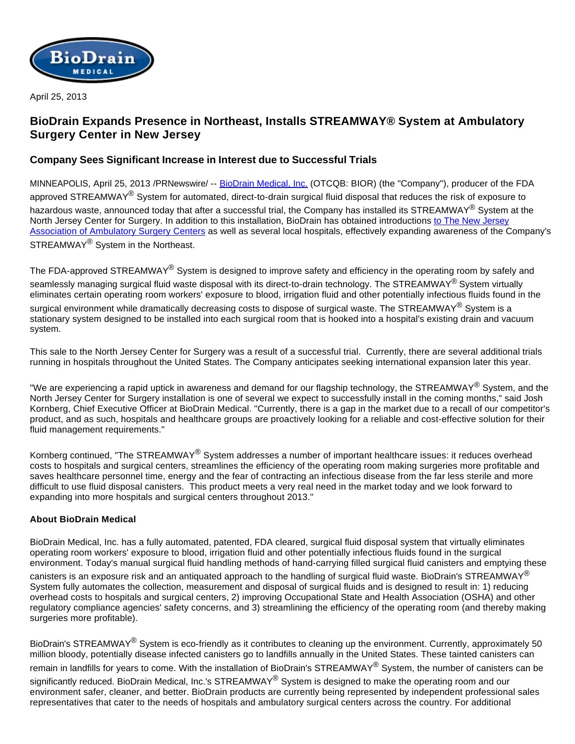BioDrain MEDICAL

April 25, 2013

# BioDrain Expands Presence in Northeast, Installs STREAMWAY® System at Ambulatory Surgery Center in New Jersey

## Company Sees Significant Increase in Interest due to Successful Trials

MINNEAPOLIS, April 25, 2013 /PRNewswire/ -- BioDrain Medical, Inc. (OTCQB: BIOR) (the "Company"), producer of the FDA approved STREAMWAY® System for automated, direct-to-drain surgical fluid disposal that reduces the risk of exposure to hazardous waste, announced today that after a successful trial, the Company has installed its STREAMWAY® System at the North Jersey Center for Surgery. In addition to this installation, BioDrain has obtained introductions to The New Jersey Association of Ambulatory Surgery Centers as well as several local hospitals, effectively expanding awareness of the Company's STREAMWAY® System in the Northeast.

The FDA-approved STREAMWAY® System is designed to improve safety and efficiency in the operating room by safely and seamlessly managing surgical fluid waste disposal with its direct-to-drain technology. The STREAMWAY® System virtually eliminates certain operating room workers' exposure to blood, irrigation fluid and other potentially infectious fluids found in the surgical environment while dramatically decreasing costs to dispose of surgical waste. The STREAMWAY® System is a stationary system designed to be installed into each surgical room that is hooked into a hospital's existing drain and vacuum system.

This sale to the North Jersey Center for Surgery was a result of a successful trial. Currently, there are several additional trials running in hospitals throughout the United States. The Company anticipates seeking international expansion later this year.

"We are experiencing a rapid uptick in awareness and demand for our flagship technology, the STREAMWAY® System, and the North Jersey Center for Surgery installation is one of several we expect to successfully install in the coming months," said Josh Kornberg, Chief Executive Officer at BioDrain Medical. "Currently, there is a gap in the market due to a recall of our competitor's product, and as such, hospitals and healthcare groups are proactively looking for a reliable and cost-effective solution for their fluid management requirements."

Kornberg continued, "The STREAMWAY® System addresses a number of important healthcare issues: it reduces overhead costs to hospitals and surgical centers, streamlines the efficiency of the operating room making surgeries more profitable and saves healthcare personnel time, energy and the fear of contracting an infectious disease from the far less sterile and more difficult to use fluid disposal canisters. This product meets a very real need in the market today and we look forward to expanding into more hospitals and surgical centers throughout 2013."

**About BioDrain Medical**

BioDrain Medical, Inc. has a fully automated, patented, FDA cleared, surgical fluid disposal system that virtually eliminates operating room workers' exposure to blood, irrigation fluid and other potentially infectious fluids found in the surgical environment. Today's manual surgical fluid handling methods of hand-carrying filled surgical fluid canisters and emptying these canisters is an exposure risk and an antiquated approach to the handling of surgical fluid waste. BioDrain's STREAMWAY® System fully automates the collection, measurement and disposal of surgical fluids and is designed to result in: 1) reducing overhead costs to hospitals and surgical centers, 2) improving Occupational State and Health Association (OSHA) and other regulatory compliance agencies' safety concerns, and 3) streamlining the efficiency of the operating room (and thereby making surgeries more profitable).

BioDrain's STREAMWAY® System is eco-friendly as it contributes to cleaning up the environment. Currently, approximately 50 million bloody, potentially disease infected canisters go to landfills annually in the United States. These tainted canisters can remain in landfills for years to come. With the installation of BioDrain's STREAMWAY® System, the number of canisters can be significantly reduced. BioDrain Medical, Inc.'s STREAMWAY® System is designed to make the operating room and our environment safer, cleaner, and better. BioDrain products are currently being represented by independent professional sales representatives that cater to the needs of hospitals and ambulatory surgical centers across the country. For additional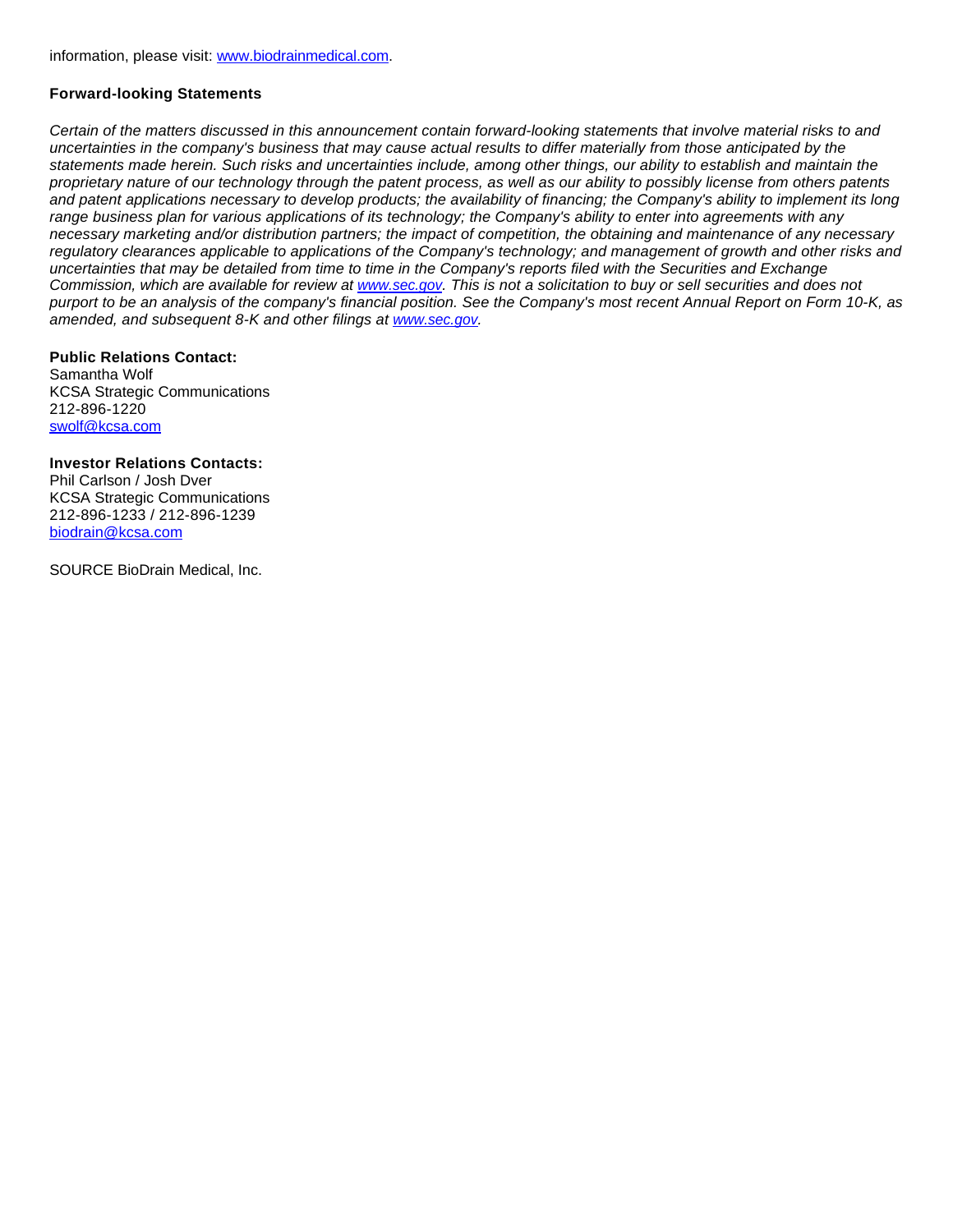information, please visit: www.biodrainmedical.com.

**Forward-looking Statements**

*Certain of the matters discussed in this announcement contain forward-looking statements that involve material risks to and uncertainties in the company's business that may cause actual results to differ materially from those anticipated by the statements made herein. Such risks and uncertainties include, among other things, our ability to establish and maintain the proprietary nature of our technology through the patent process, as well as our ability to possibly license from others patents and patent applications necessary to develop products; the availability of financing; the Company's ability to implement its long range business plan for various applications of its technology; the Company's ability to enter into agreements with any necessary marketing and/or distribution partners; the impact of competition, the obtaining and maintenance of any necessary regulatory clearances applicable to applications of the Company's technology; and management of growth and other risks and uncertainties that may be detailed from time to time in the Company's reports filed with the Securities and Exchange Commission, which are available for review at www.sec.gov. This is not a solicitation to buy or sell securities and does not purport to be an analysis of the company's financial position. See the Company's most recent Annual Report on Form 10-K, as amended, and subsequent 8-K and other filings at www.sec.gov.*

**Public Relations Contact:**
Samantha Wolf
KCSA Strategic Communications
212-896-1220
swolf@kcsa.com

**Investor Relations Contacts:**
Phil Carlson / Josh Dver
KCSA Strategic Communications
212-896-1233 / 212-896-1239
biodrain@kcsa.com

SOURCE BioDrain Medical, Inc.